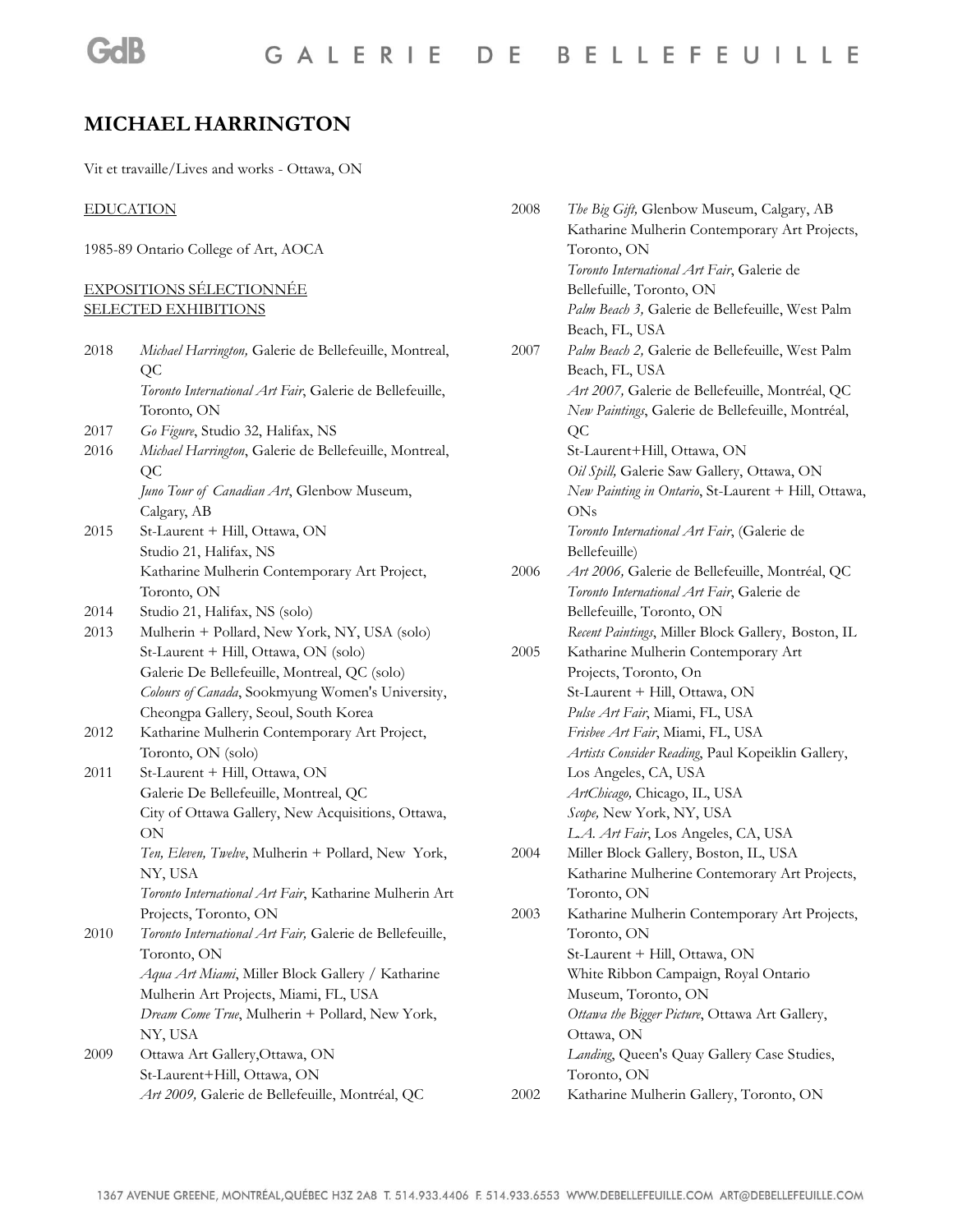# MICHAEL HARRINGTON

Vit et travaille/Lives and works - Ottawa, ON

EDUCATION

1985-89 Ontario College of Art, AOCA

EXPOSITIONS SÉLECTIONNÉE
SELECTED EXHIBITIONS

2018
*Michael Harrington,* Galerie de Bellefeuille, Montreal, QC
*Toronto International Art Fair*, Galerie de Bellefeuille, Toronto, ON

2017
*Go Figure*, Studio 32, Halifax, NS

2016
*Michael Harrington*, Galerie de Bellefeuille, Montreal, QC
*Juno Tour of Canadian Art*, Glenbow Museum, Calgary, AB

2015
St-Laurent + Hill, Ottawa, ON
Studio 21, Halifax, NS
Katharine Mulherin Contemporary Art Project, Toronto, ON

2014
Studio 21, Halifax, NS (solo)

2013
Mulherin + Pollard, New York, NY, USA (solo)
St-Laurent + Hill, Ottawa, ON (solo)
Galerie De Bellefeuille, Montreal, QC (solo)
*Colours of Canada*, Sookmyung Women's University, Cheongpa Gallery, Seoul, South Korea

2012
Katharine Mulherin Contemporary Art Project, Toronto, ON (solo)

2011
St-Laurent + Hill, Ottawa, ON
Galerie De Bellefeuille, Montreal, QC
City of Ottawa Gallery, New Acquisitions, Ottawa, ON
*Ten, Eleven, Twelve*, Mulherin + Pollard, New York, NY, USA
*Toronto International Art Fair*, Katharine Mulherin Art Projects, Toronto, ON

2010
*Toronto International Art Fair,* Galerie de Bellefeuille, Toronto, ON
*Aqua Art Miami*, Miller Block Gallery / Katharine Mulherin Art Projects, Miami, FL, USA
*Dream Come True*, Mulherin + Pollard, New York, NY, USA

2009
Ottawa Art Gallery,Ottawa, ON
St-Laurent+Hill, Ottawa, ON
*Art 2009,* Galerie de Bellefeuille, Montréal, QC

2008
*The Big Gift,* Glenbow Museum, Calgary, AB
Katharine Mulherin Contemporary Art Projects, Toronto, ON
*Toronto International Art Fair*, Galerie de Bellefeuille, Toronto, ON
*Palm Beach 3,* Galerie de Bellefeuille, West Palm Beach, FL, USA

2007
*Palm Beach 2,* Galerie de Bellefeuille, West Palm Beach, FL, USA
*Art 2007,* Galerie de Bellefeuille, Montréal, QC
*New Paintings*, Galerie de Bellefeuille, Montréal, QC
St-Laurent+Hill, Ottawa, ON
*Oil Spill,* Galerie Saw Gallery, Ottawa, ON
*New Painting in Ontario*, St-Laurent + Hill, Ottawa, ONs
*Toronto International Art Fair*, (Galerie de Bellefeuille)

2006
*Art 2006,* Galerie de Bellefeuille, Montréal, QC
*Toronto International Art Fair*, Galerie de Bellefeuille, Toronto, ON
*Recent Paintings*, Miller Block Gallery, Boston, IL

2005
Katharine Mulherin Contemporary Art Projects, Toronto, On
St-Laurent + Hill, Ottawa, ON
*Pulse Art Fair*, Miami, FL, USA
*Frisbee Art Fair*, Miami, FL, USA
*Artists Consider Reading*, Paul Kopeiklin Gallery, Los Angeles, CA, USA
*ArtChicago,* Chicago, IL, USA
*Scope,* New York, NY, USA
*L.A. Art Fair*, Los Angeles, CA, USA

2004
Miller Block Gallery, Boston, IL, USA
Katharine Mulherine Contemorary Art Projects, Toronto, ON

2003
Katharine Mulherin Contemporary Art Projects, Toronto, ON
St-Laurent + Hill, Ottawa, ON
White Ribbon Campaign, Royal Ontario Museum, Toronto, ON
*Ottawa the Bigger Picture*, Ottawa Art Gallery, Ottawa, ON
*Landing,* Queen's Quay Gallery Case Studies, Toronto, ON

2002
Katharine Mulherin Gallery, Toronto, ON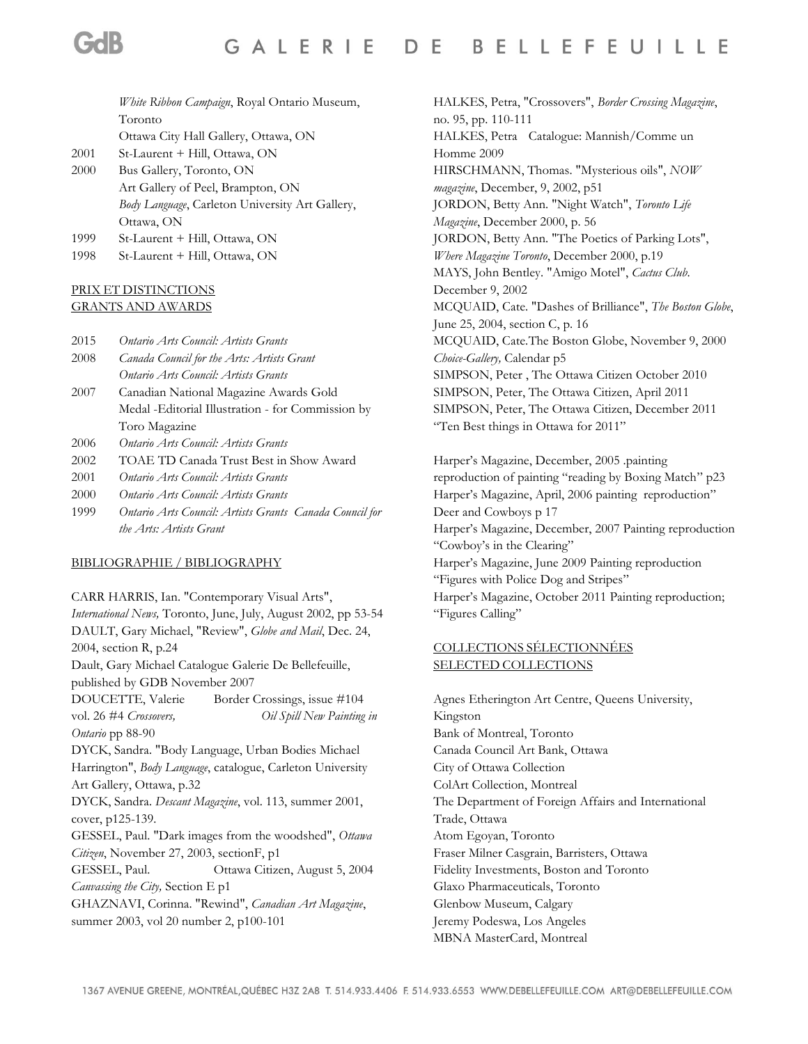*White Ribbon Campaign*, Royal Ontario Museum, Toronto
Ottawa City Hall Gallery, Ottawa, ON

2001 St-Laurent + Hill, Ottawa, ON

2000 Bus Gallery, Toronto, ON
Art Gallery of Peel, Brampton, ON
*Body Language*, Carleton University Art Gallery, Ottawa, ON

1999 St-Laurent + Hill, Ottawa, ON

1998 St-Laurent + Hill, Ottawa, ON

PRIX ET DISTINCTIONS
GRANTS AND AWARDS

2015 *Ontario Arts Council: Artists Grants*

2008 *Canada Council for the Arts: Artists Grant*
*Ontario Arts Council: Artists Grants*

2007 Canadian National Magazine Awards Gold Medal -Editorial Illustration - for Commission by Toro Magazine

2006 *Ontario Arts Council: Artists Grants*

2002 TOAE TD Canada Trust Best in Show Award

2001 *Ontario Arts Council: Artists Grants*

2000 *Ontario Arts Council: Artists Grants*

1999 *Ontario Arts Council: Artists Grants Canada Council for the Arts: Artists Grant*

BIBLIOGRAPHIE / BIBLIOGRAPHY

CARR HARRIS, Ian. "Contemporary Visual Arts", *International News,* Toronto, June, July, August 2002, pp 53-54
DAULT, Gary Michael, "Review", *Globe and Mail*, Dec. 24, 2004, section R, p.24
Dault, Gary Michael Catalogue Galerie De Bellefeuille, published by GDB November 2007
DOUCETTE, Valerie Border Crossings, issue #104 vol. 26 #4 *Crossovers, Oil Spill New Painting in Ontario* pp 88-90
DYCK, Sandra. "Body Language, Urban Bodies Michael Harrington", *Body Language*, catalogue, Carleton University Art Gallery, Ottawa, p.32
DYCK, Sandra. *Descant Magazine*, vol. 113, summer 2001, cover, p125-139.
GESSEL, Paul. "Dark images from the woodshed", *Ottawa Citizen*, November 27, 2003, sectionF, p1
GESSEL, Paul. Ottawa Citizen, August 5, 2004 *Canvassing the City,* Section E p1
GHAZNAVI, Corinna. "Rewind", *Canadian Art Magazine*, summer 2003, vol 20 number 2, p100-101
HALKES, Petra, "Crossovers", *Border Crossing Magazine*, no. 95, pp. 110-111
HALKES, Petra Catalogue: Mannish/Comme un Homme 2009
HIRSCHMANN, Thomas. "Mysterious oils", *NOW magazine*, December, 9, 2002, p51
JORDON, Betty Ann. "Night Watch", *Toronto Life Magazine*, December 2000, p. 56
JORDON, Betty Ann. "The Poetics of Parking Lots", *Where Magazine Toronto*, December 2000, p.19
MAYS, John Bentley. "Amigo Motel", *Cactus Club*. December 9, 2002
MCQUAID, Cate. "Dashes of Brilliance", *The Boston Globe*, June 25, 2004, section C, p. 16
MCQUAID, Cate.The Boston Globe, November 9, 2000 *Choice-Gallery,* Calendar p5
SIMPSON, Peter , The Ottawa Citizen October 2010
SIMPSON, Peter, The Ottawa Citizen, April 2011
SIMPSON, Peter, The Ottawa Citizen, December 2011 "Ten Best things in Ottawa for 2011"

Harper's Magazine, December, 2005 .painting reproduction of painting "reading by Boxing Match" p23
Harper's Magazine, April, 2006 painting reproduction" Deer and Cowboys p 17
Harper's Magazine, December, 2007 Painting reproduction "Cowboy's in the Clearing"
Harper's Magazine, June 2009 Painting reproduction "Figures with Police Dog and Stripes"
Harper's Magazine, October 2011 Painting reproduction; "Figures Calling"

COLLECTIONS SÉLECTIONNÉES
SELECTED COLLECTIONS

Agnes Etherington Art Centre, Queens University, Kingston
Bank of Montreal, Toronto
Canada Council Art Bank, Ottawa
City of Ottawa Collection
ColArt Collection, Montreal
The Department of Foreign Affairs and International Trade, Ottawa
Atom Egoyan, Toronto
Fraser Milner Casgrain, Barristers, Ottawa
Fidelity Investments, Boston and Toronto
Glaxo Pharmaceuticals, Toronto
Glenbow Museum, Calgary
Jeremy Podeswa, Los Angeles
MBNA MasterCard, Montreal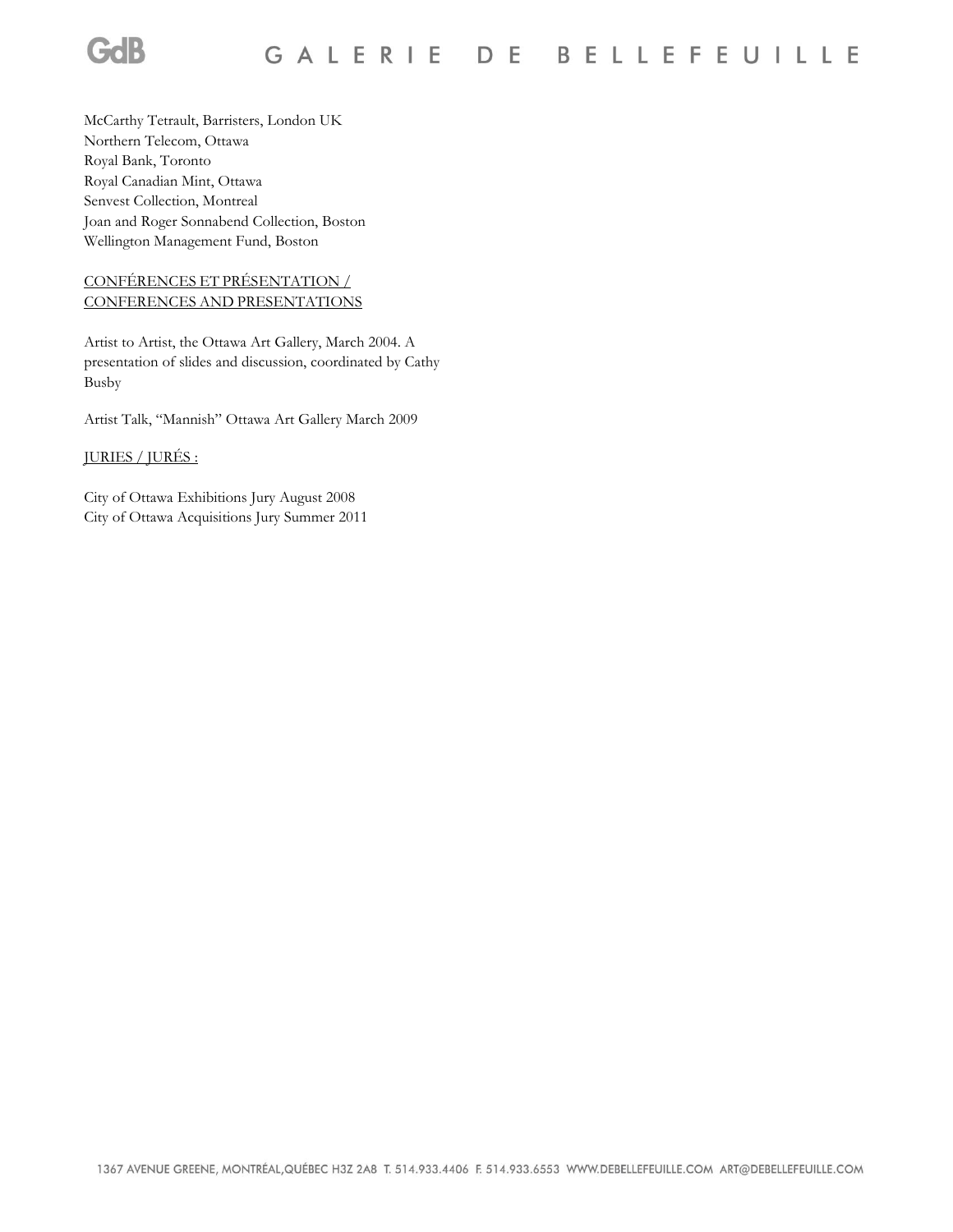McCarthy Tetrault, Barristers, London UK
Northern Telecom, Ottawa
Royal Bank, Toronto
Royal Canadian Mint, Ottawa
Senvest Collection, Montreal
Joan and Roger Sonnabend Collection, Boston
Wellington Management Fund, Boston

CONFÉRENCES ET PRÉSENTATION /
CONFERENCES AND PRESENTATIONS

Artist to Artist, the Ottawa Art Gallery, March 2004. A presentation of slides and discussion, coordinated by Cathy Busby

Artist Talk, "Mannish" Ottawa Art Gallery March 2009

JURIES / JURÉS :

City of Ottawa Exhibitions Jury August 2008
City of Ottawa Acquisitions Jury Summer 2011